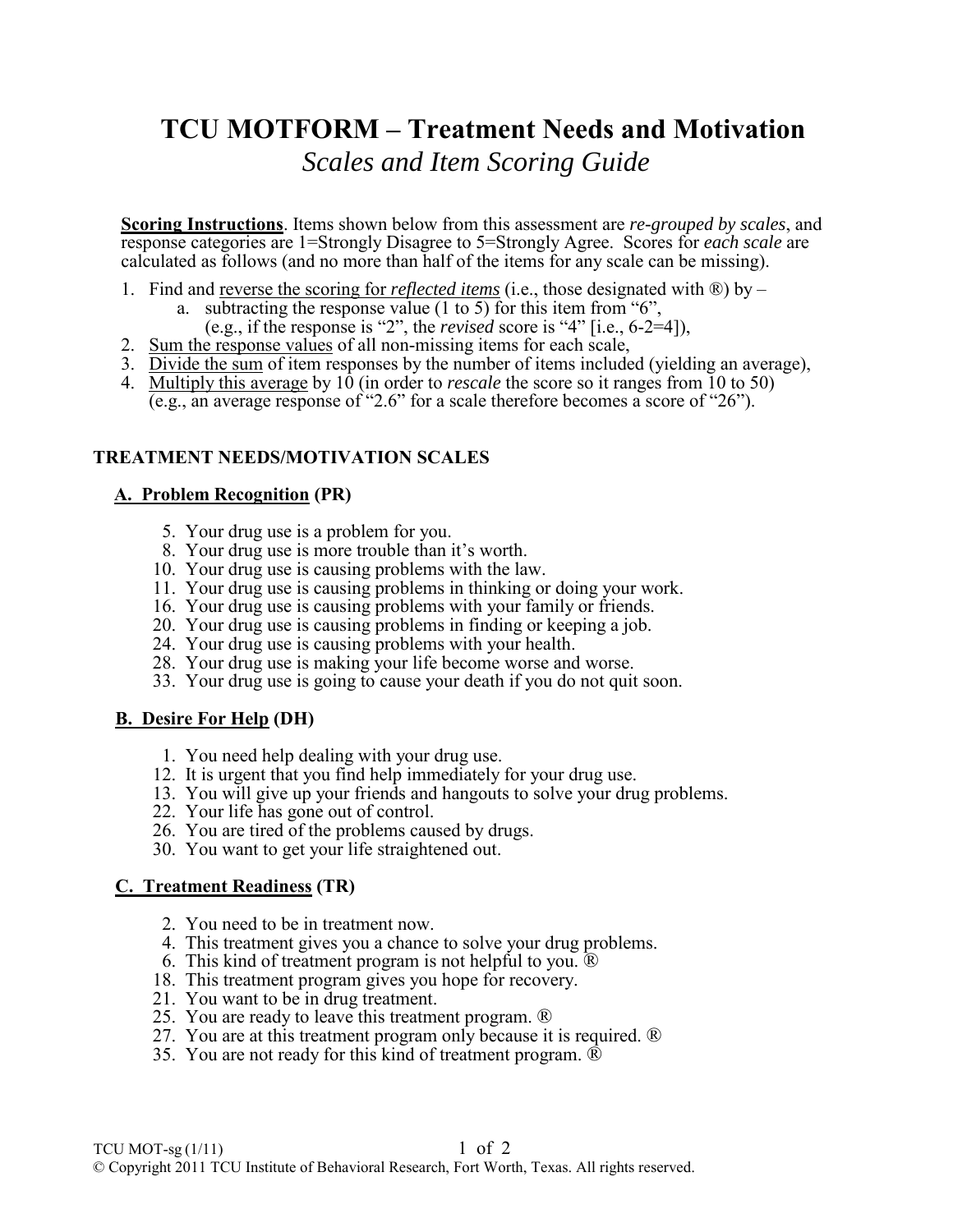# TCU MOTFORM – Treatment Needs and Motivation

## *Scales and Item Scoring Guide*

**Scoring Instructions**. Items shown below from this assessment are *re-grouped by scales*, and response categories are 1=Strongly Disagree to 5=Strongly Agree. Scores for *each scale* are calculated as follows (and no more than half of the items for any scale can be missing).

1. Find and reverse the scoring for *reflected items* (i.e., those designated with ®) by –
   a. subtracting the response value (1 to 5) for this item from "6", (e.g., if the response is "2", the *revised* score is "4" [i.e., 6-2=4]),
2. Sum the response values of all non-missing items for each scale,
3. Divide the sum of item responses by the number of items included (yielding an average),
4. Multiply this average by 10 (in order to *rescale* the score so it ranges from 10 to 50) (e.g., an average response of "2.6" for a scale therefore becomes a score of "26").

### TREATMENT NEEDS/MOTIVATION SCALES

#### A. Problem Recognition (PR)

5. Your drug use is a problem for you.
8. Your drug use is more trouble than it's worth.
10. Your drug use is causing problems with the law.
11. Your drug use is causing problems in thinking or doing your work.
16. Your drug use is causing problems with your family or friends.
20. Your drug use is causing problems in finding or keeping a job.
24. Your drug use is causing problems with your health.
28. Your drug use is making your life become worse and worse.
33. Your drug use is going to cause your death if you do not quit soon.

#### B. Desire For Help (DH)

1. You need help dealing with your drug use.
12. It is urgent that you find help immediately for your drug use.
13. You will give up your friends and hangouts to solve your drug problems.
22. Your life has gone out of control.
26. You are tired of the problems caused by drugs.
30. You want to get your life straightened out.

#### C. Treatment Readiness (TR)

2. You need to be in treatment now.
4. This treatment gives you a chance to solve your drug problems.
6. This kind of treatment program is not helpful to you. ®
18. This treatment program gives you hope for recovery.
21. You want to be in drug treatment.
25. You are ready to leave this treatment program. ®
27. You are at this treatment program only because it is required. ®
35. You are not ready for this kind of treatment program. ®

TCU MOT-sg (1/11)
© Copyright 2011 TCU Institute of Behavioral Research, Fort Worth, Texas. All rights reserved.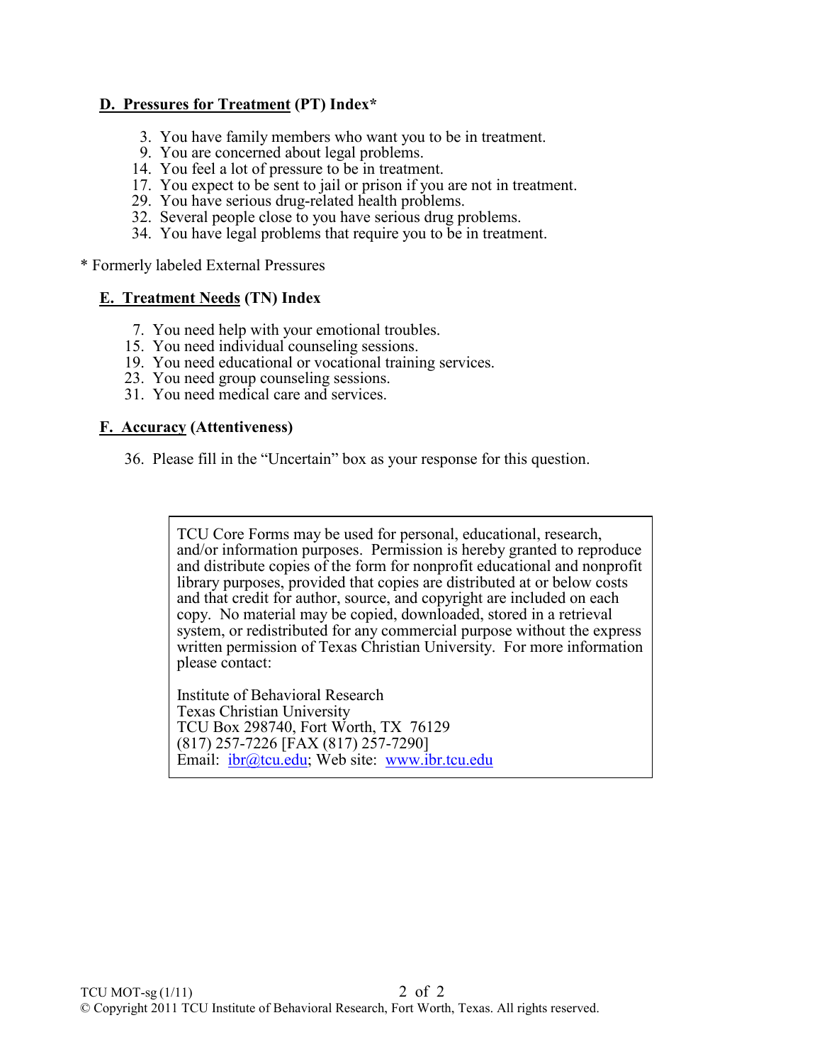**D. <u>Pressures for Treatment</u> (PT) Index***

3. You have family members who want you to be in treatment.
9. You are concerned about legal problems.
14. You feel a lot of pressure to be in treatment.
17. You expect to be sent to jail or prison if you are not in treatment.
29. You have serious drug-related health problems.
32. Several people close to you have serious drug problems.
34. You have legal problems that require you to be in treatment.

* Formerly labeled External Pressures

**E. <u>Treatment Needs</u> (TN) Index**

7. You need help with your emotional troubles.
15. You need individual counseling sessions.
19. You need educational or vocational training services.
23. You need group counseling sessions.
31. You need medical care and services.

**F. <u>Accuracy</u> (Attentiveness)**

36. Please fill in the "Uncertain" box as your response for this question.

> TCU Core Forms may be used for personal, educational, research, and/or information purposes. Permission is hereby granted to reproduce and distribute copies of the form for nonprofit educational and nonprofit library purposes, provided that copies are distributed at or below costs and that credit for author, source, and copyright are included on each copy. No material may be copied, downloaded, stored in a retrieval system, or redistributed for any commercial purpose without the express written permission of Texas Christian University. For more information please contact:
>
> Institute of Behavioral Research
> Texas Christian University
> TCU Box 298740, Fort Worth, TX 76129
> (817) 257-7226 [FAX (817) 257-7290]
> Email: ibr@tcu.edu; Web site: www.ibr.tcu.edu

TCU MOT-sg (1/11)

© Copyright 2011 TCU Institute of Behavioral Research, Fort Worth, Texas. All rights reserved.